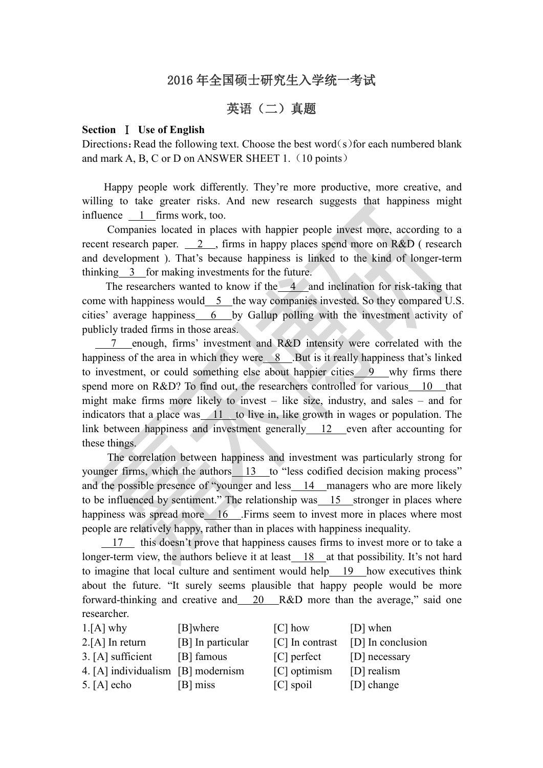# 2016年全国硕士研究生入学统一考试

## 英语（二）真题

**Section Ⅰ Use of English**

Directions：Read the following text. Choose the best word(s)for each numbered blank and mark A, B, C or D on ANSWER SHEET 1.（10 points）

Happy people work differently. They're more productive, more creative, and willing to take greater risks. And new research suggests that happiness might influence \_\_1\_\_ firms work, too.

Companies located in places with happier people invest more, according to a recent research paper. \_\_2\_\_, firms in happy places spend more on R&D ( research and development ). That's because happiness is linked to the kind of longer-term thinking \_\_3\_\_ for making investments for the future.

The researchers wanted to know if the \_\_4\_\_ and inclination for risk-taking that come with happiness would \_\_5\_\_ the way companies invested. So they compared U.S. cities' average happiness \_\_6\_\_ by Gallup polling with the investment activity of publicly traded firms in those areas.

\_\_7\_\_ enough, firms' investment and R&D intensity were correlated with the happiness of the area in which they were \_\_8\_\_. But is it really happiness that's linked to investment, or could something else about happier cities \_\_9\_\_ why firms there spend more on R&D? To find out, the researchers controlled for various \_\_10\_\_ that might make firms more likely to invest – like size, industry, and sales – and for indicators that a place was \_\_11\_\_ to live in, like growth in wages or population. The link between happiness and investment generally \_\_12\_\_ even after accounting for these things.

The correlation between happiness and investment was particularly strong for younger firms, which the authors \_\_13\_\_ to "less codified decision making process" and the possible presence of "younger and less \_\_14\_\_ managers who are more likely to be influenced by sentiment." The relationship was \_\_15\_\_ stronger in places where happiness was spread more \_\_16\_\_. Firms seem to invest more in places where most people are relatively happy, rather than in places with happiness inequality.

\_\_17\_\_ this doesn't prove that happiness causes firms to invest more or to take a longer-term view, the authors believe it at least \_\_18\_\_ at that possibility. It's not hard to imagine that local culture and sentiment would help \_\_19\_\_ how executives think about the future. "It surely seems plausible that happy people would be more forward-thinking and creative and \_\_20\_\_ R&D more than the average," said one researcher.

1.[A] why [B]where [C] how [D] when

2.[A] In return [B] In particular [C] In contrast [D] In conclusion

3. [A] sufficient [B] famous [C] perfect [D] necessary

4. [A] individualism [B] modernism [C] optimism [D] realism

5. [A] echo [B] miss [C] spoil [D] change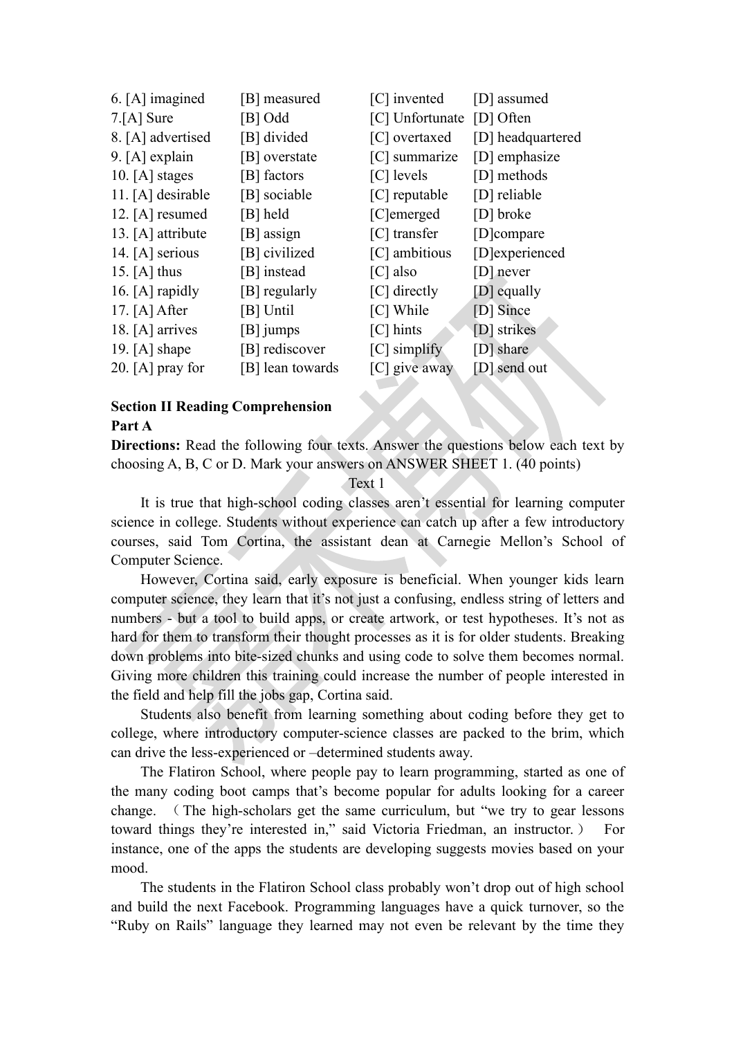6. [A] imagined [B] measured [C] invented [D] assumed
7.[A] Sure [B] Odd [C] Unfortunate [D] Often
8. [A] advertised [B] divided [C] overtaxed [D] headquartered
9. [A] explain [B] overstate [C] summarize [D] emphasize
10. [A] stages [B] factors [C] levels [D] methods
11. [A] desirable [B] sociable [C] reputable [D] reliable
12. [A] resumed [B] held [C]emerged [D] broke
13. [A] attribute [B] assign [C] transfer [D]compare
14. [A] serious [B] civilized [C] ambitious [D]experienced
15. [A] thus [B] instead [C] also [D] never
16. [A] rapidly [B] regularly [C] directly [D] equally
17. [A] After [B] Until [C] While [D] Since
18. [A] arrives [B] jumps [C] hints [D] strikes
19. [A] shape [B] rediscover [C] simplify [D] share
20. [A] pray for [B] lean towards [C] give away [D] send out

**Section II Reading Comprehension**

**Part A**

**Directions:** Read the following four texts. Answer the questions below each text by choosing A, B, C or D. Mark your answers on ANSWER SHEET 1. (40 points)

Text 1

It is true that high-school coding classes aren't essential for learning computer science in college. Students without experience can catch up after a few introductory courses, said Tom Cortina, the assistant dean at Carnegie Mellon's School of Computer Science.

However, Cortina said, early exposure is beneficial. When younger kids learn computer science, they learn that it's not just a confusing, endless string of letters and numbers - but a tool to build apps, or create artwork, or test hypotheses. It's not as hard for them to transform their thought processes as it is for older students. Breaking down problems into bite-sized chunks and using code to solve them becomes normal. Giving more children this training could increase the number of people interested in the field and help fill the jobs gap, Cortina said.

Students also benefit from learning something about coding before they get to college, where introductory computer-science classes are packed to the brim, which can drive the less-experienced or –determined students away.

The Flatiron School, where people pay to learn programming, started as one of the many coding boot camps that's become popular for adults looking for a career change. （The high-scholars get the same curriculum, but "we try to gear lessons toward things they're interested in," said Victoria Friedman, an instructor.） For instance, one of the apps the students are developing suggests movies based on your mood.

The students in the Flatiron School class probably won't drop out of high school and build the next Facebook. Programming languages have a quick turnover, so the "Ruby on Rails" language they learned may not even be relevant by the time they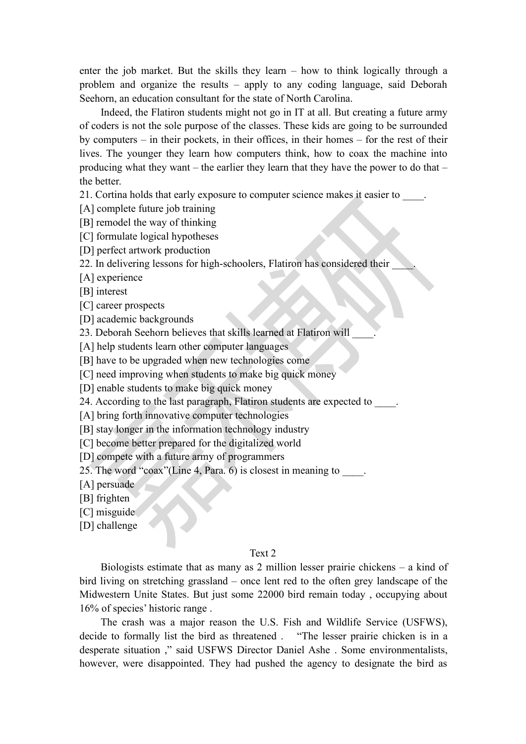enter the job market. But the skills they learn – how to think logically through a problem and organize the results – apply to any coding language, said Deborah Seehorn, an education consultant for the state of North Carolina.

Indeed, the Flatiron students might not go in IT at all. But creating a future army of coders is not the sole purpose of the classes. These kids are going to be surrounded by computers – in their pockets, in their offices, in their homes – for the rest of their lives. The younger they learn how computers think, how to coax the machine into producing what they want – the earlier they learn that they have the power to do that – the better.

21. Cortina holds that early exposure to computer science makes it easier to ____.

[A] complete future job training

[B] remodel the way of thinking

[C] formulate logical hypotheses

[D] perfect artwork production

22. In delivering lessons for high-schoolers, Flatiron has considered their ____.

[A] experience

[B] interest

[C] career prospects

[D] academic backgrounds

23. Deborah Seehorn believes that skills learned at Flatiron will ____.

[A] help students learn other computer languages

[B] have to be upgraded when new technologies come

[C] need improving when students to make big quick money

[D] enable students to make big quick money

24. According to the last paragraph, Flatiron students are expected to ____.

[A] bring forth innovative computer technologies

[B] stay longer in the information technology industry

[C] become better prepared for the digitalized world

[D] compete with a future army of programmers

25. The word "coax"(Line 4, Para. 6) is closest in meaning to ____.

[A] persuade

[B] frighten

[C] misguide

[D] challenge

## Text 2

Biologists estimate that as many as 2 million lesser prairie chickens – a kind of bird living on stretching grassland – once lent red to the often grey landscape of the Midwestern Unite States. But just some 22000 bird remain today , occupying about 16% of species' historic range .

The crash was a major reason the U.S. Fish and Wildlife Service (USFWS), decide to formally list the bird as threatened . "The lesser prairie chicken is in a desperate situation ," said USFWS Director Daniel Ashe . Some environmentalists, however, were disappointed. They had pushed the agency to designate the bird as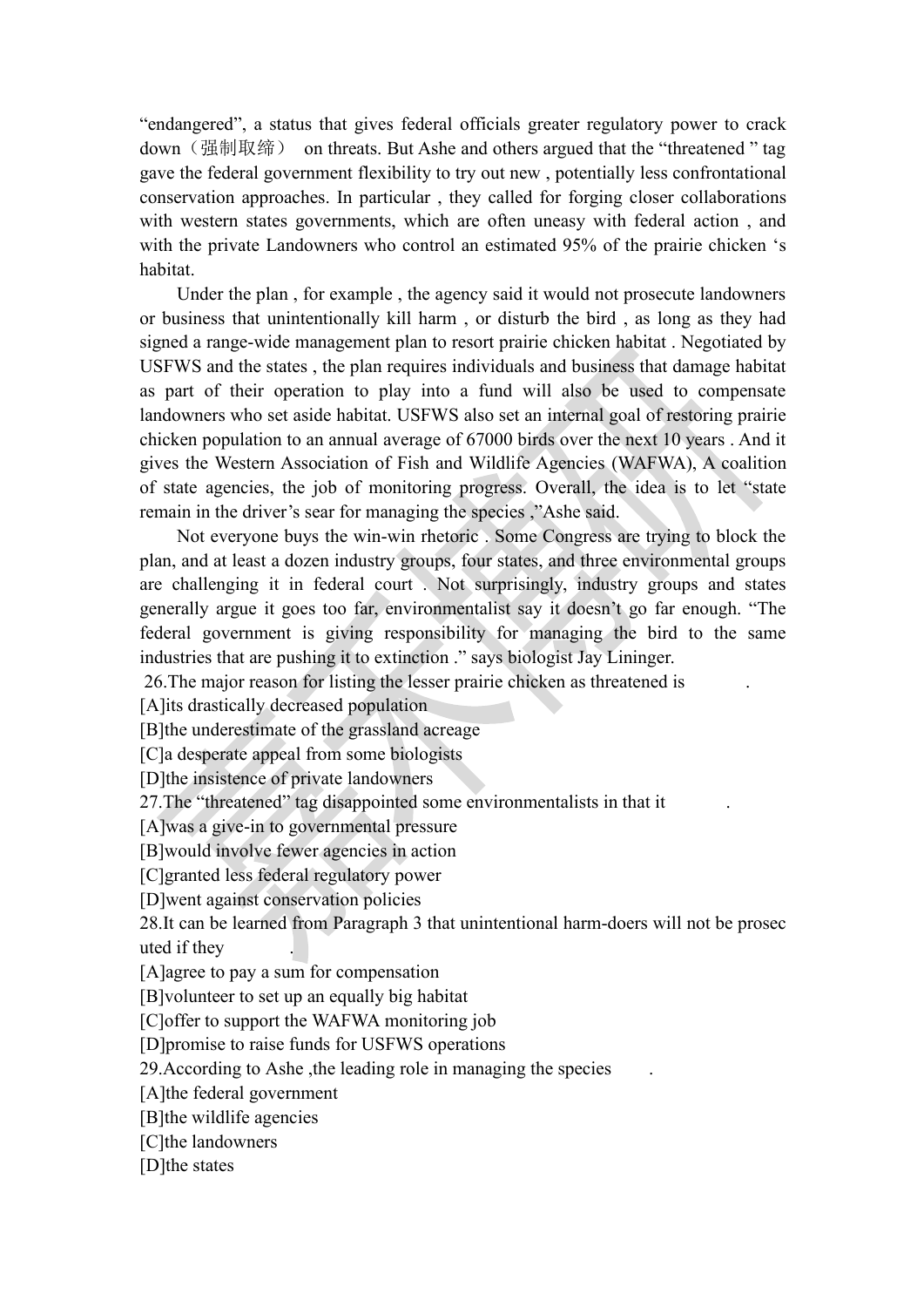"endangered", a status that gives federal officials greater regulatory power to crack down（强制取缔） on threats. But Ashe and others argued that the "threatened " tag gave the federal government flexibility to try out new , potentially less confrontational conservation approaches. In particular , they called for forging closer collaborations with western states governments, which are often uneasy with federal action , and with the private Landowners who control an estimated 95% of the prairie chicken 's habitat.

Under the plan , for example , the agency said it would not prosecute landowners or business that unintentionally kill harm , or disturb the bird , as long as they had signed a range-wide management plan to resort prairie chicken habitat . Negotiated by USFWS and the states , the plan requires individuals and business that damage habitat as part of their operation to play into a fund will also be used to compensate landowners who set aside habitat. USFWS also set an internal goal of restoring prairie chicken population to an annual average of 67000 birds over the next 10 years . And it gives the Western Association of Fish and Wildlife Agencies (WAFWA), A coalition of state agencies, the job of monitoring progress. Overall, the idea is to let "state remain in the driver's sear for managing the species ,"Ashe said.

Not everyone buys the win-win rhetoric . Some Congress are trying to block the plan, and at least a dozen industry groups, four states, and three environmental groups are challenging it in federal court . Not surprisingly, industry groups and states generally argue it goes too far, environmentalist say it doesn't go far enough. "The federal government is giving responsibility for managing the bird to the same industries that are pushing it to extinction ." says biologist Jay Lininger.

26.The major reason for listing the lesser prairie chicken as threatened is ______.

[A]its drastically decreased population

[B]the underestimate of the grassland acreage

[C]a desperate appeal from some biologists

[D]the insistence of private landowners

27.The "threatened" tag disappointed some environmentalists in that it ______.

[A]was a give-in to governmental pressure

[B]would involve fewer agencies in action

[C]granted less federal regulatory power

[D]went against conservation policies

28.It can be learned from Paragraph 3 that unintentional harm-doers will not be prosecuted if they ______.

[A]agree to pay a sum for compensation

[B]volunteer to set up an equally big habitat

[C]offer to support the WAFWA monitoring job

[D]promise to raise funds for USFWS operations

29.According to Ashe ,the leading role in managing the species ____.

[A]the federal government

[B]the wildlife agencies

[C]the landowners

[D]the states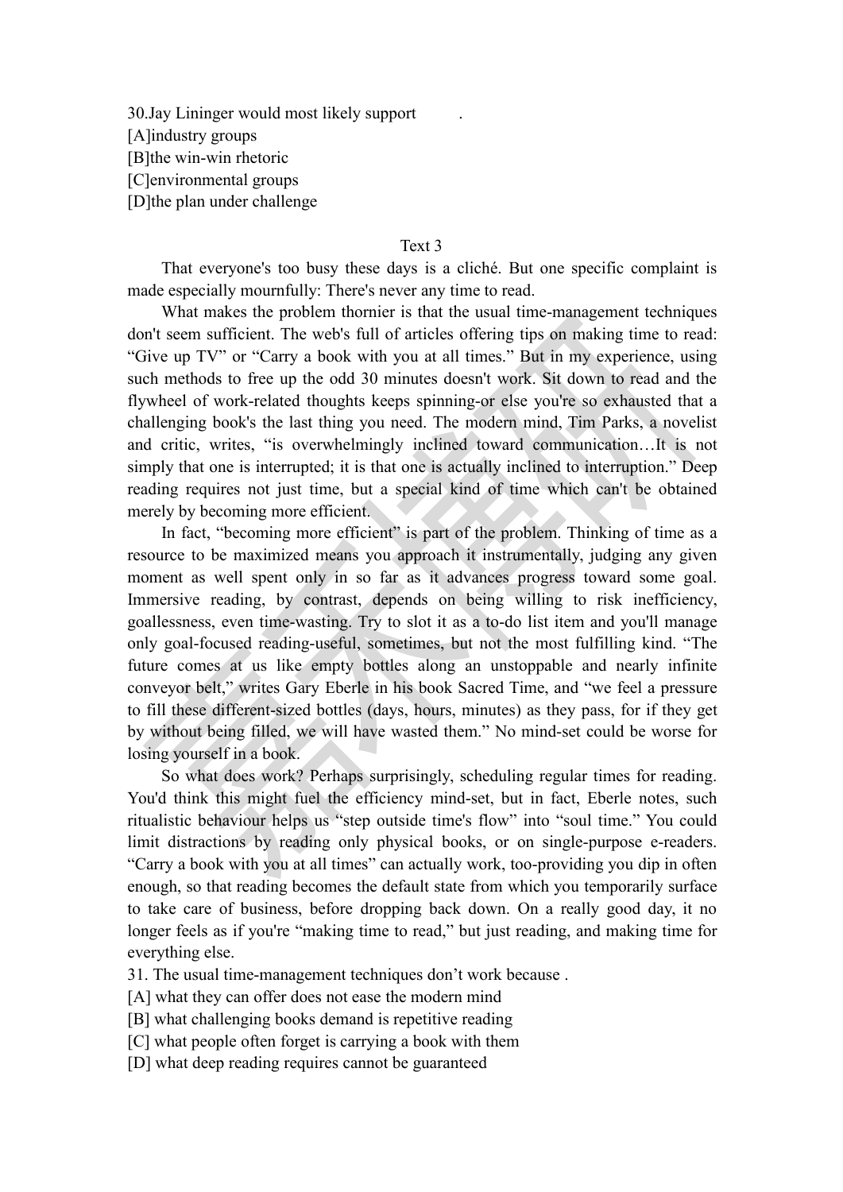30.Jay Lininger would most likely support ______.

[A]industry groups

[B]the win-win rhetoric

[C]environmental groups

[D]the plan under challenge

Text 3

That everyone's too busy these days is a cliché. But one specific complaint is made especially mournfully: There's never any time to read.

What makes the problem thornier is that the usual time-management techniques don't seem sufficient. The web's full of articles offering tips on making time to read: "Give up TV" or "Carry a book with you at all times." But in my experience, using such methods to free up the odd 30 minutes doesn't work. Sit down to read and the flywheel of work-related thoughts keeps spinning-or else you're so exhausted that a challenging book's the last thing you need. The modern mind, Tim Parks, a novelist and critic, writes, "is overwhelmingly inclined toward communication…It is not simply that one is interrupted; it is that one is actually inclined to interruption." Deep reading requires not just time, but a special kind of time which can't be obtained merely by becoming more efficient.

In fact, "becoming more efficient" is part of the problem. Thinking of time as a resource to be maximized means you approach it instrumentally, judging any given moment as well spent only in so far as it advances progress toward some goal. Immersive reading, by contrast, depends on being willing to risk inefficiency, goallessness, even time-wasting. Try to slot it as a to-do list item and you'll manage only goal-focused reading-useful, sometimes, but not the most fulfilling kind. "The future comes at us like empty bottles along an unstoppable and nearly infinite conveyor belt," writes Gary Eberle in his book Sacred Time, and "we feel a pressure to fill these different-sized bottles (days, hours, minutes) as they pass, for if they get by without being filled, we will have wasted them." No mind-set could be worse for losing yourself in a book.

So what does work? Perhaps surprisingly, scheduling regular times for reading. You'd think this might fuel the efficiency mind-set, but in fact, Eberle notes, such ritualistic behaviour helps us "step outside time's flow" into "soul time." You could limit distractions by reading only physical books, or on single-purpose e-readers. "Carry a book with you at all times" can actually work, too-providing you dip in often enough, so that reading becomes the default state from which you temporarily surface to take care of business, before dropping back down. On a really good day, it no longer feels as if you're "making time to read," but just reading, and making time for everything else.

31. The usual time-management techniques don't work because .

[A] what they can offer does not ease the modern mind

[B] what challenging books demand is repetitive reading

[C] what people often forget is carrying a book with them

[D] what deep reading requires cannot be guaranteed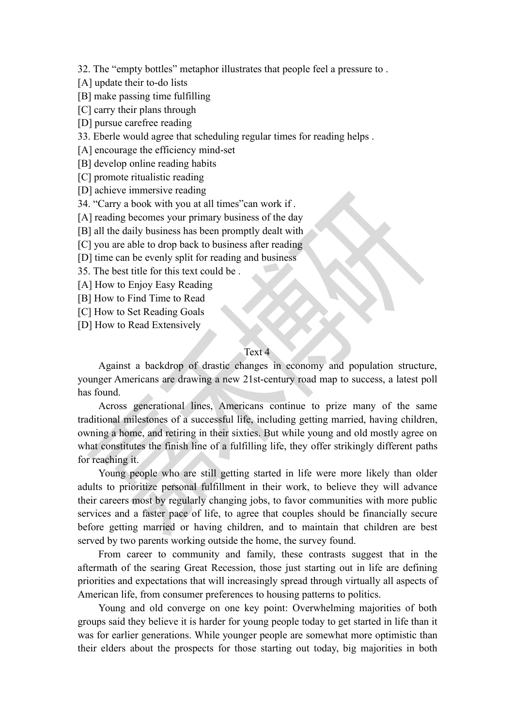32. The "empty bottles" metaphor illustrates that people feel a pressure to .

[A] update their to-do lists

[B] make passing time fulfilling

[C] carry their plans through

[D] pursue carefree reading

33. Eberle would agree that scheduling regular times for reading helps .

[A] encourage the efficiency mind-set

[B] develop online reading habits

[C] promote ritualistic reading

[D] achieve immersive reading

34. "Carry a book with you at all times"can work if .

[A] reading becomes your primary business of the day

[B] all the daily business has been promptly dealt with

[C] you are able to drop back to business after reading

[D] time can be evenly split for reading and business

35. The best title for this text could be .

[A] How to Enjoy Easy Reading

[B] How to Find Time to Read

[C] How to Set Reading Goals

[D] How to Read Extensively

## Text 4

Against a backdrop of drastic changes in economy and population structure, younger Americans are drawing a new 21st-century road map to success, a latest poll has found.

Across generational lines, Americans continue to prize many of the same traditional milestones of a successful life, including getting married, having children, owning a home, and retiring in their sixties. But while young and old mostly agree on what constitutes the finish line of a fulfilling life, they offer strikingly different paths for reaching it.

Young people who are still getting started in life were more likely than older adults to prioritize personal fulfillment in their work, to believe they will advance their careers most by regularly changing jobs, to favor communities with more public services and a faster pace of life, to agree that couples should be financially secure before getting married or having children, and to maintain that children are best served by two parents working outside the home, the survey found.

From career to community and family, these contrasts suggest that in the aftermath of the searing Great Recession, those just starting out in life are defining priorities and expectations that will increasingly spread through virtually all aspects of American life, from consumer preferences to housing patterns to politics.

Young and old converge on one key point: Overwhelming majorities of both groups said they believe it is harder for young people today to get started in life than it was for earlier generations. While younger people are somewhat more optimistic than their elders about the prospects for those starting out today, big majorities in both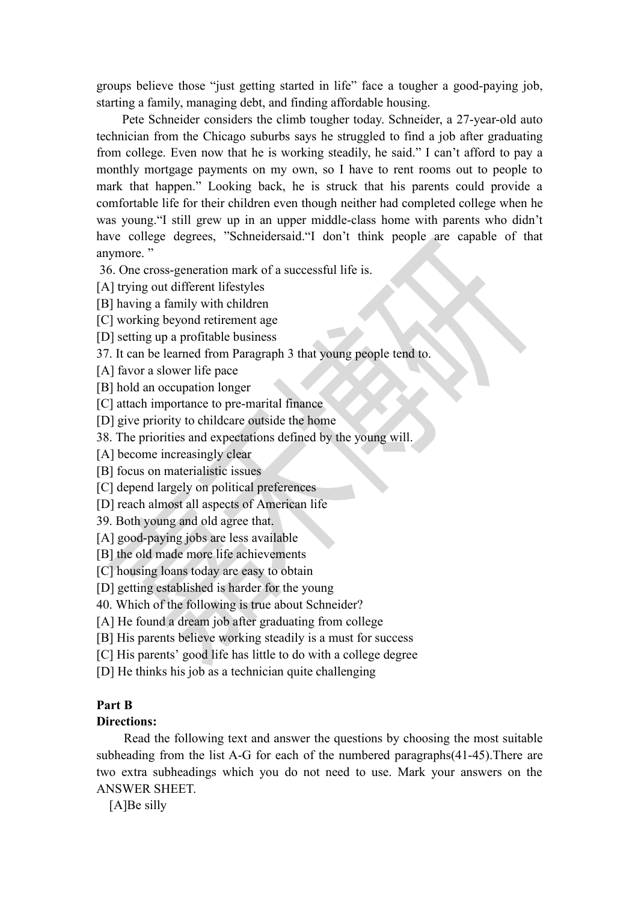groups believe those "just getting started in life" face a tougher a good-paying job, starting a family, managing debt, and finding affordable housing.

Pete Schneider considers the climb tougher today. Schneider, a 27-year-old auto technician from the Chicago suburbs says he struggled to find a job after graduating from college. Even now that he is working steadily, he said." I can't afford to pay a monthly mortgage payments on my own, so I have to rent rooms out to people to mark that happen." Looking back, he is struck that his parents could provide a comfortable life for their children even though neither had completed college when he was young."I still grew up in an upper middle-class home with parents who didn't have college degrees, "Schneidersaid."I don't think people are capable of that anymore. "

36. One cross-generation mark of a successful life is.

[A] trying out different lifestyles

[B] having a family with children

[C] working beyond retirement age

[D] setting up a profitable business

37. It can be learned from Paragraph 3 that young people tend to.

[A] favor a slower life pace

[B] hold an occupation longer

[C] attach importance to pre-marital finance

[D] give priority to childcare outside the home

38. The priorities and expectations defined by the young will.

[A] become increasingly clear

[B] focus on materialistic issues

[C] depend largely on political preferences

[D] reach almost all aspects of American life

39. Both young and old agree that.

[A] good-paying jobs are less available

[B] the old made more life achievements

[C] housing loans today are easy to obtain

[D] getting established is harder for the young

40. Which of the following is true about Schneider?

[A] He found a dream job after graduating from college

[B] His parents believe working steadily is a must for success

[C] His parents' good life has little to do with a college degree

[D] He thinks his job as a technician quite challenging

**Part B**

**Directions:**

Read the following text and answer the questions by choosing the most suitable subheading from the list A-G for each of the numbered paragraphs(41-45).There are two extra subheadings which you do not need to use. Mark your answers on the ANSWER SHEET.

[A]Be silly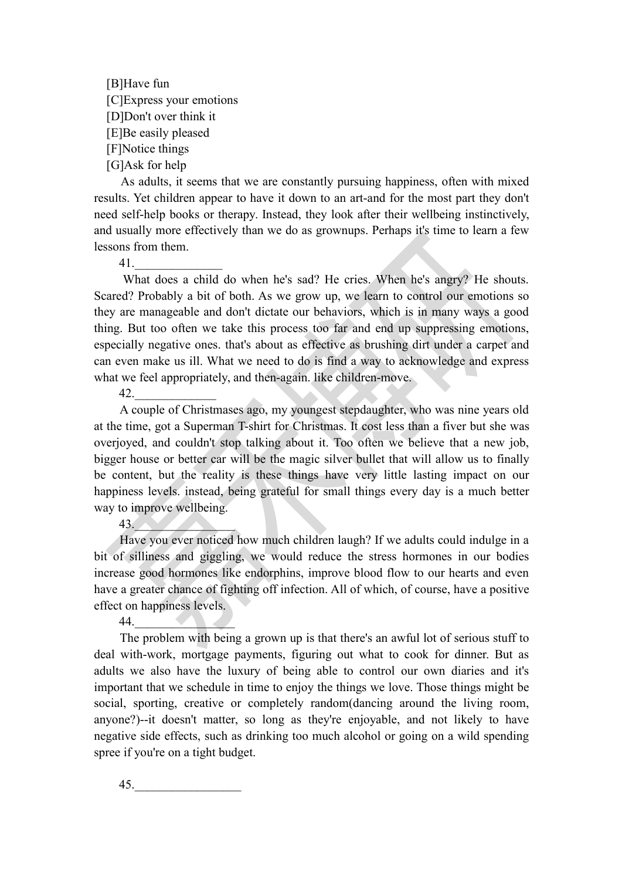[B]Have fun

[C]Express your emotions

[D]Don't over think it

[E]Be easily pleased

[F]Notice things

[G]Ask for help

As adults, it seems that we are constantly pursuing happiness, often with mixed results. Yet children appear to have it down to an art-and for the most part they don't need self-help books or therapy. Instead, they look after their wellbeing instinctively, and usually more effectively than we do as grownups. Perhaps it's time to learn a few lessons from them.

41.______________

What does a child do when he's sad? He cries. When he's angry? He shouts. Scared? Probably a bit of both. As we grow up, we learn to control our emotions so they are manageable and don't dictate our behaviors, which is in many ways a good thing. But too often we take this process too far and end up suppressing emotions, especially negative ones. that's about as effective as brushing dirt under a carpet and can even make us ill. What we need to do is find a way to acknowledge and express what we feel appropriately, and then-again. like children-move.

42._____________

A couple of Christmases ago, my youngest stepdaughter, who was nine years old at the time, got a Superman T-shirt for Christmas. It cost less than a fiver but she was overjoyed, and couldn't stop talking about it. Too often we believe that a new job, bigger house or better car will be the magic silver bullet that will allow us to finally be content, but the reality is these things have very little lasting impact on our happiness levels. instead, being grateful for small things every day is a much better way to improve wellbeing.

43.________________

Have you ever noticed how much children laugh? If we adults could indulge in a bit of silliness and giggling, we would reduce the stress hormones in our bodies increase good hormones like endorphins, improve blood flow to our hearts and even have a greater chance of fighting off infection. All of which, of course, have a positive effect on happiness levels.

44.________________

The problem with being a grown up is that there's an awful lot of serious stuff to deal with-work, mortgage payments, figuring out what to cook for dinner. But as adults we also have the luxury of being able to control our own diaries and it's important that we schedule in time to enjoy the things we love. Those things might be social, sporting, creative or completely random(dancing around the living room, anyone?)--it doesn't matter, so long as they're enjoyable, and not likely to have negative side effects, such as drinking too much alcohol or going on a wild spending spree if you're on a tight budget.

45.________________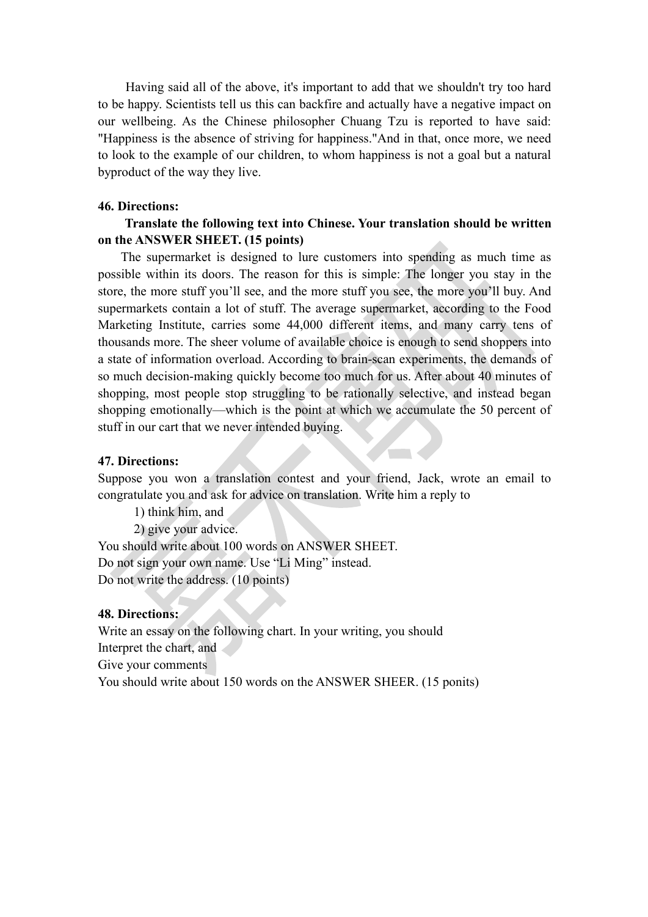Having said all of the above, it's important to add that we shouldn't try too hard to be happy. Scientists tell us this can backfire and actually have a negative impact on our wellbeing. As the Chinese philosopher Chuang Tzu is reported to have said: "Happiness is the absence of striving for happiness."And in that, once more, we need to look to the example of our children, to whom happiness is not a goal but a natural byproduct of the way they live.

**46. Directions:**

**Translate the following text into Chinese. Your translation should be written on the ANSWER SHEET. (15 points)**

The supermarket is designed to lure customers into spending as much time as possible within its doors. The reason for this is simple: The longer you stay in the store, the more stuff you'll see, and the more stuff you see, the more you'll buy. And supermarkets contain a lot of stuff. The average supermarket, according to the Food Marketing Institute, carries some 44,000 different items, and many carry tens of thousands more. The sheer volume of available choice is enough to send shoppers into a state of information overload. According to brain-scan experiments, the demands of so much decision-making quickly become too much for us. After about 40 minutes of shopping, most people stop struggling to be rationally selective, and instead began shopping emotionally—which is the point at which we accumulate the 50 percent of stuff in our cart that we never intended buying.

**47. Directions:**

Suppose you won a translation contest and your friend, Jack, wrote an email to congratulate you and ask for advice on translation. Write him a reply to

1) think him, and

2) give your advice.

You should write about 100 words on ANSWER SHEET.

Do not sign your own name. Use "Li Ming" instead.

Do not write the address. (10 points)

**48. Directions:**

Write an essay on the following chart. In your writing, you should

Interpret the chart, and

Give your comments

You should write about 150 words on the ANSWER SHEER. (15 ponits)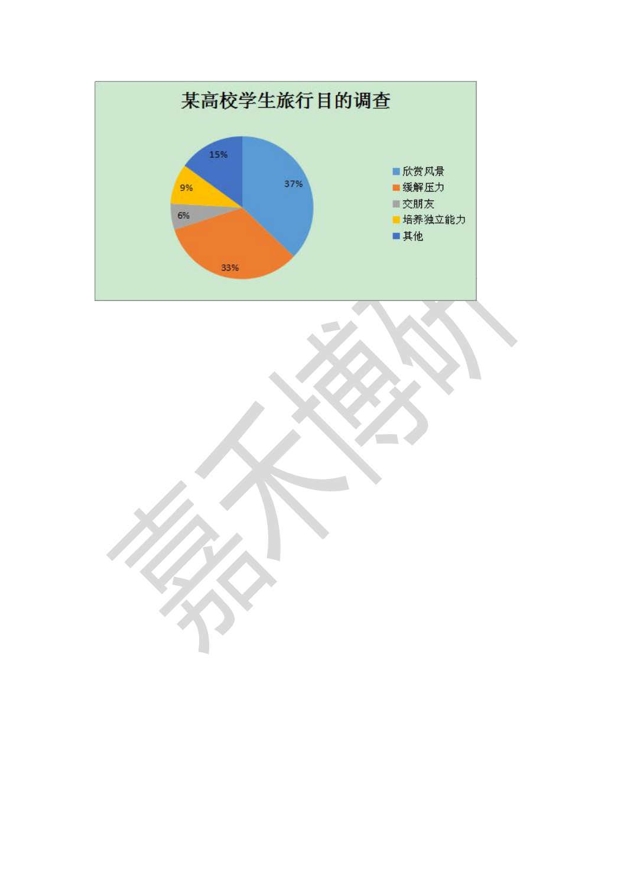某高校学生旅行目的调查

37%

33%

6%

9%

15%

欣赏风景

缓解压力

交朋友

培养独立能力

其他